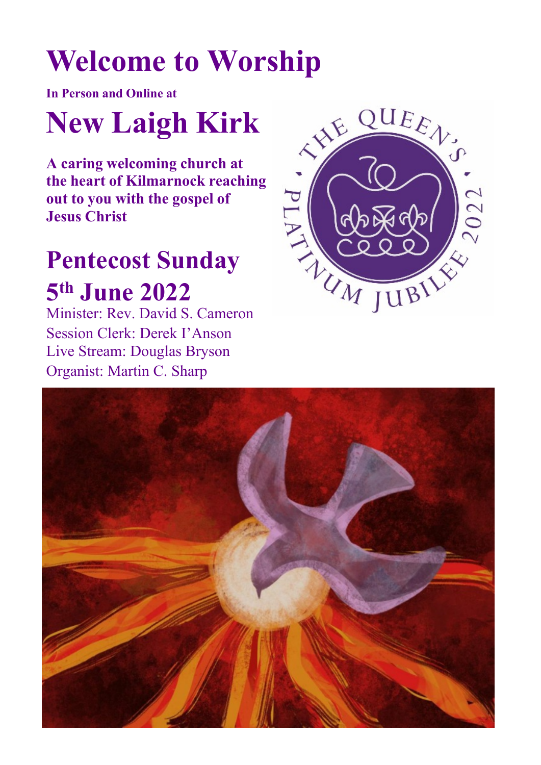# Welcome to Worship

**In Person and Online at**

# New Laigh Kirk

**A caring welcoming church at the heart of Kilmarnock reaching out to you with the gospel of Jesus Christ**

## Pentecost Sunday

## 5th June 2022

Minister: Rev. David S. Cameron
Session Clerk: Derek I'Anson
Live Stream: Douglas Bryson
Organist: Martin C. Sharp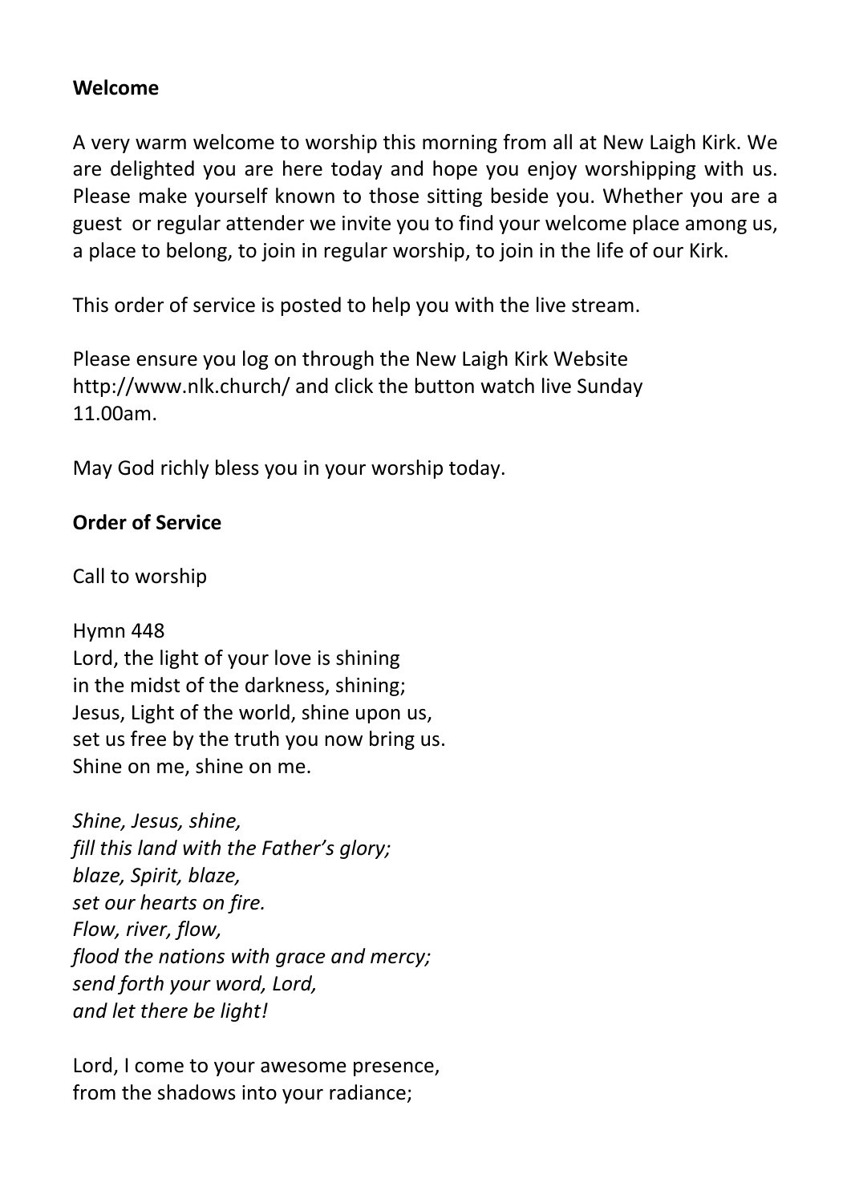**Welcome**

A very warm welcome to worship this morning from all at New Laigh Kirk. We are delighted you are here today and hope you enjoy worshipping with us. Please make yourself known to those sitting beside you. Whether you are a guest or regular attender we invite you to find your welcome place among us, a place to belong, to join in regular worship, to join in the life of our Kirk.

This order of service is posted to help you with the live stream.

Please ensure you log on through the New Laigh Kirk Website http://www.nlk.church/ and click the button watch live Sunday 11.00am.

May God richly bless you in your worship today.

**Order of Service**

Call to worship

Hymn 448
Lord, the light of your love is shining
in the midst of the darkness, shining;
Jesus, Light of the world, shine upon us,
set us free by the truth you now bring us.
Shine on me, shine on me.

*Shine, Jesus, shine,*
*fill this land with the Father's glory;*
*blaze, Spirit, blaze,*
*set our hearts on fire.*
*Flow, river, flow,*
*flood the nations with grace and mercy;*
*send forth your word, Lord,*
*and let there be light!*

Lord, I come to your awesome presence,
from the shadows into your radiance;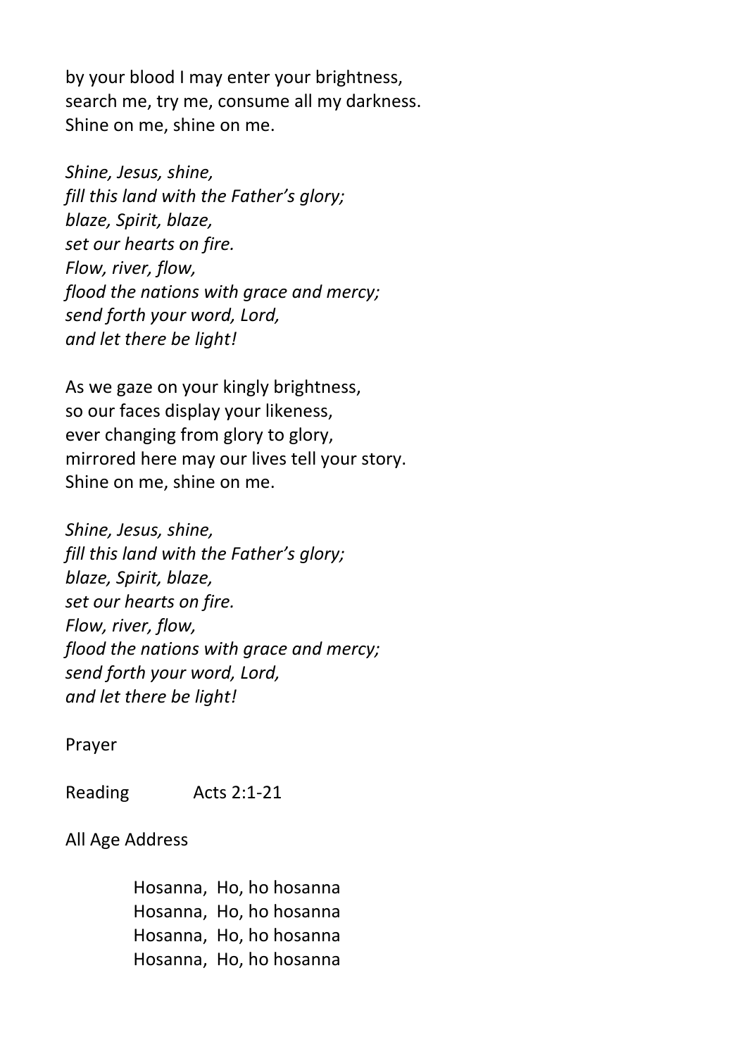by your blood I may enter your brightness,
search me, try me, consume all my darkness.
Shine on me, shine on me.

*Shine, Jesus, shine,*
*fill this land with the Father's glory;*
*blaze, Spirit, blaze,*
*set our hearts on fire.*
*Flow, river, flow,*
*flood the nations with grace and mercy;*
*send forth your word, Lord,*
*and let there be light!*

As we gaze on your kingly brightness,
so our faces display your likeness,
ever changing from glory to glory,
mirrored here may our lives tell your story.
Shine on me, shine on me.

*Shine, Jesus, shine,*
*fill this land with the Father's glory;*
*blaze, Spirit, blaze,*
*set our hearts on fire.*
*Flow, river, flow,*
*flood the nations with grace and mercy;*
*send forth your word, Lord,*
*and let there be light!*

Prayer

Reading Acts 2:1-21

All Age Address

Hosanna, Ho, ho hosanna
Hosanna, Ho, ho hosanna
Hosanna, Ho, ho hosanna
Hosanna, Ho, ho hosanna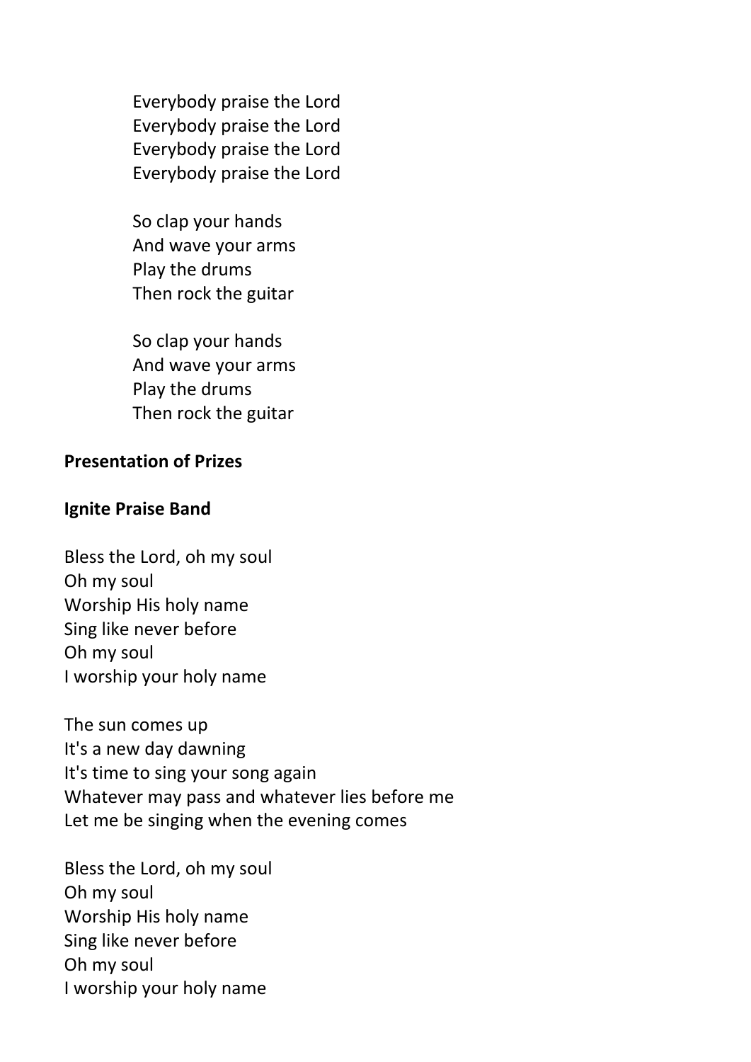Everybody praise the Lord
Everybody praise the Lord
Everybody praise the Lord
Everybody praise the Lord

So clap your hands
And wave your arms
Play the drums
Then rock the guitar

So clap your hands
And wave your arms
Play the drums
Then rock the guitar

**Presentation of Prizes**

**Ignite Praise Band**

Bless the Lord, oh my soul
Oh my soul
Worship His holy name
Sing like never before
Oh my soul
I worship your holy name

The sun comes up
It's a new day dawning
It's time to sing your song again
Whatever may pass and whatever lies before me
Let me be singing when the evening comes

Bless the Lord, oh my soul
Oh my soul
Worship His holy name
Sing like never before
Oh my soul
I worship your holy name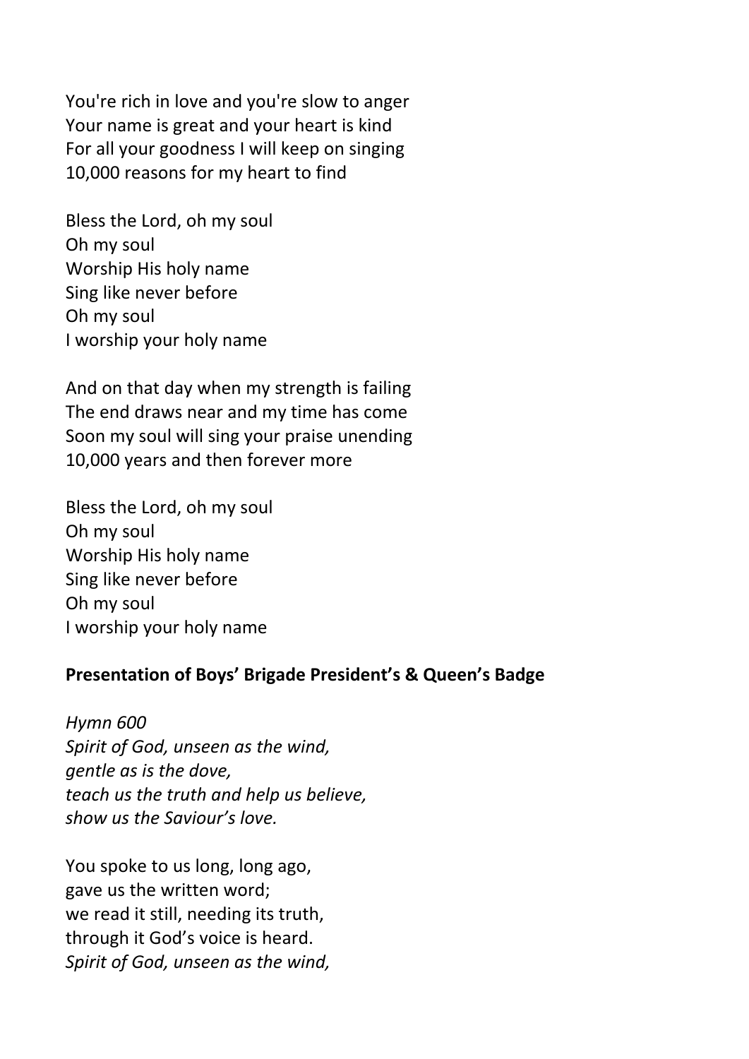You're rich in love and you're slow to anger
Your name is great and your heart is kind
For all your goodness I will keep on singing
10,000 reasons for my heart to find

Bless the Lord, oh my soul
Oh my soul
Worship His holy name
Sing like never before
Oh my soul
I worship your holy name

And on that day when my strength is failing
The end draws near and my time has come
Soon my soul will sing your praise unending
10,000 years and then forever more

Bless the Lord, oh my soul
Oh my soul
Worship His holy name
Sing like never before
Oh my soul
I worship your holy name

**Presentation of Boys' Brigade President's & Queen's Badge**

*Hymn 600*
*Spirit of God, unseen as the wind,*
*gentle as is the dove,*
*teach us the truth and help us believe,*
*show us the Saviour's love.*

You spoke to us long, long ago,
gave us the written word;
we read it still, needing its truth,
through it God's voice is heard.
*Spirit of God, unseen as the wind,*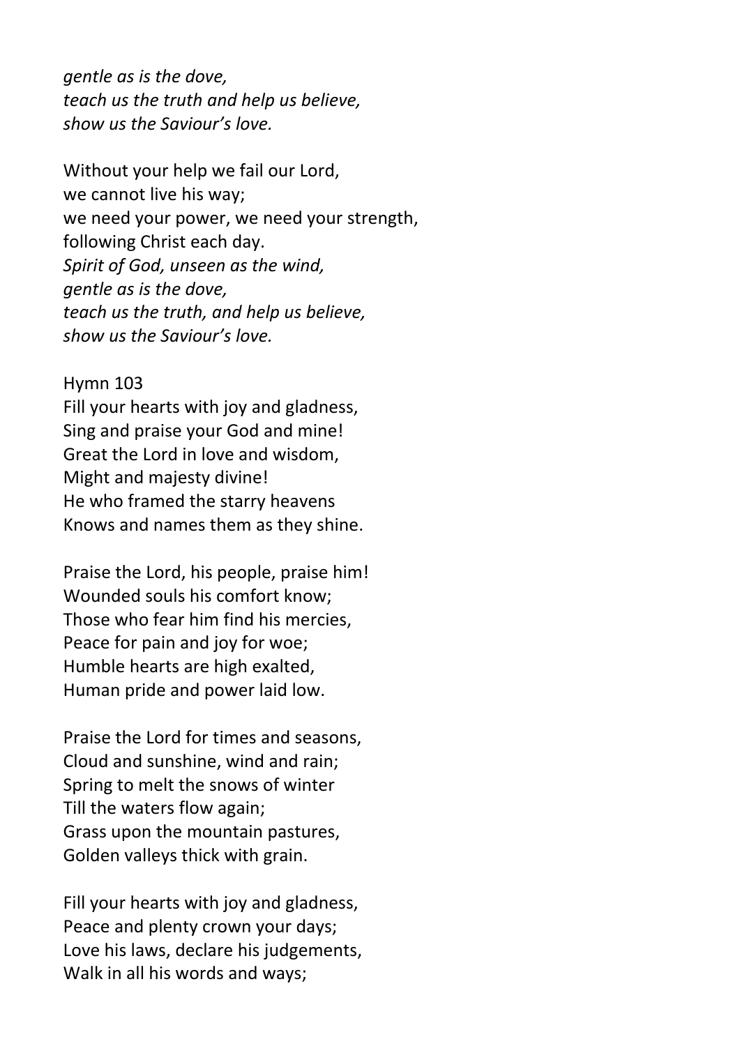*gentle as is the dove,*
*teach us the truth and help us believe,*
*show us the Saviour's love.*

Without your help we fail our Lord,
we cannot live his way;
we need your power, we need your strength,
following Christ each day.
*Spirit of God, unseen as the wind,*
*gentle as is the dove,*
*teach us the truth, and help us believe,*
*show us the Saviour's love.*

Hymn 103
Fill your hearts with joy and gladness,
Sing and praise your God and mine!
Great the Lord in love and wisdom,
Might and majesty divine!
He who framed the starry heavens
Knows and names them as they shine.

Praise the Lord, his people, praise him!
Wounded souls his comfort know;
Those who fear him find his mercies,
Peace for pain and joy for woe;
Humble hearts are high exalted,
Human pride and power laid low.

Praise the Lord for times and seasons,
Cloud and sunshine, wind and rain;
Spring to melt the snows of winter
Till the waters flow again;
Grass upon the mountain pastures,
Golden valleys thick with grain.

Fill your hearts with joy and gladness,
Peace and plenty crown your days;
Love his laws, declare his judgements,
Walk in all his words and ways;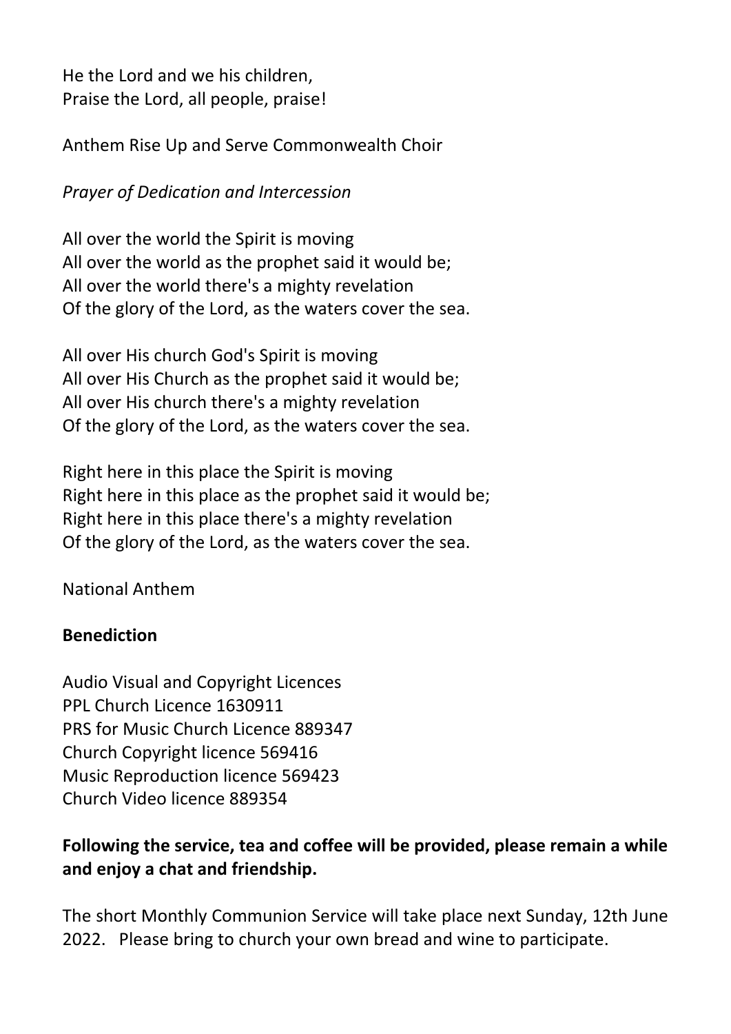He the Lord and we his children,  
Praise the Lord, all people, praise!

Anthem Rise Up and Serve Commonwealth Choir

*Prayer of Dedication and Intercession*

All over the world the Spirit is moving  
All over the world as the prophet said it would be;  
All over the world there's a mighty revelation  
Of the glory of the Lord, as the waters cover the sea.

All over His church God's Spirit is moving  
All over His Church as the prophet said it would be;  
All over His church there's a mighty revelation  
Of the glory of the Lord, as the waters cover the sea.

Right here in this place the Spirit is moving  
Right here in this place as the prophet said it would be;  
Right here in this place there's a mighty revelation  
Of the glory of the Lord, as the waters cover the sea.

National Anthem

**Benediction**

Audio Visual and Copyright Licences  
PPL Church Licence 1630911  
PRS for Music Church Licence 889347  
Church Copyright licence 569416  
Music Reproduction licence 569423  
Church Video licence 889354

**Following the service, tea and coffee will be provided, please remain a while and enjoy a chat and friendship.**

The short Monthly Communion Service will take place next Sunday, 12th June 2022. Please bring to church your own bread and wine to participate.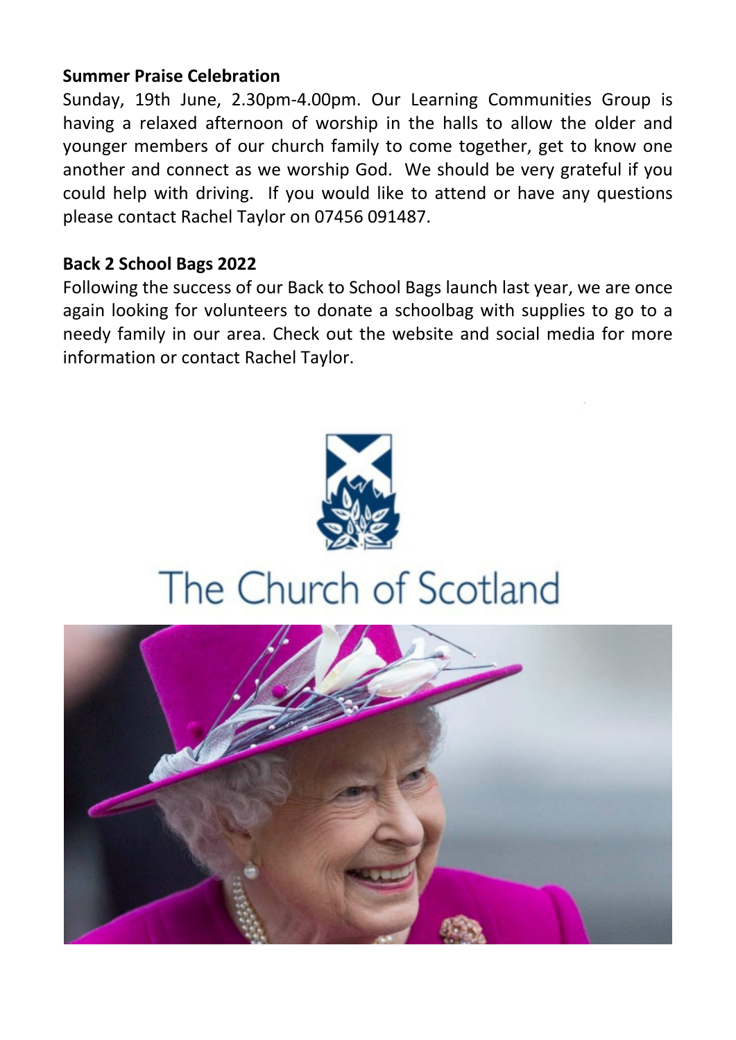**Summer Praise Celebration**

Sunday, 19th June, 2.30pm-4.00pm. Our Learning Communities Group is having a relaxed afternoon of worship in the halls to allow the older and younger members of our church family to come together, get to know one another and connect as we worship God. We should be very grateful if you could help with driving. If you would like to attend or have any questions please contact Rachel Taylor on 07456 091487.

**Back 2 School Bags 2022**

Following the success of our Back to School Bags launch last year, we are once again looking for volunteers to donate a schoolbag with supplies to go to a needy family in our area. Check out the website and social media for more information or contact Rachel Taylor.

The Church of Scotland